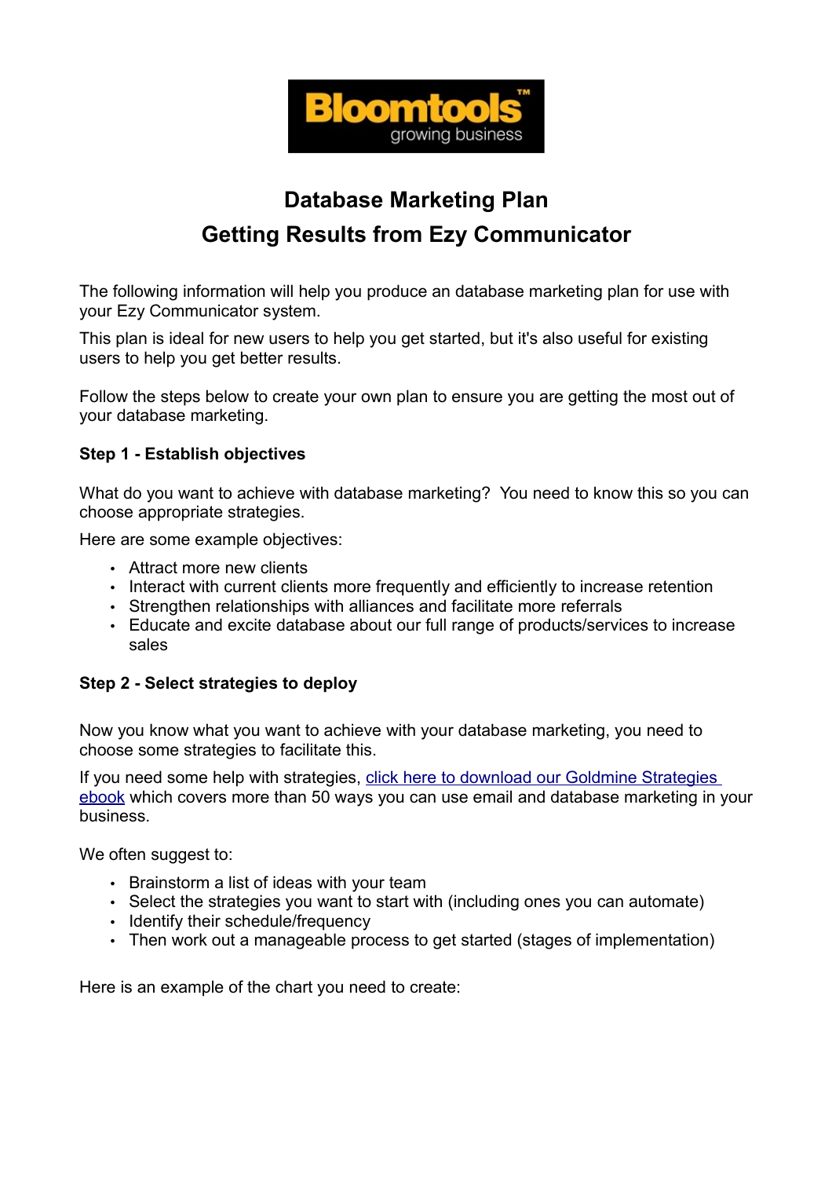Bloomtools™
growing business

# Database Marketing Plan

# Getting Results from Ezy Communicator

The following information will help you produce an database marketing plan for use with your Ezy Communicator system.

This plan is ideal for new users to help you get started, but it's also useful for existing users to help you get better results.

Follow the steps below to create your own plan to ensure you are getting the most out of your database marketing.

### Step 1 - Establish objectives

What do you want to achieve with database marketing? You need to know this so you can choose appropriate strategies.

Here are some example objectives:

- Attract more new clients
- Interact with current clients more frequently and efficiently to increase retention
- Strengthen relationships with alliances and facilitate more referrals
- Educate and excite database about our full range of products/services to increase sales

### Step 2 - Select strategies to deploy

Now you know what you want to achieve with your database marketing, you need to choose some strategies to facilitate this.

If you need some help with strategies, click here to download our Goldmine Strategies ebook which covers more than 50 ways you can use email and database marketing in your business.

We often suggest to:

- Brainstorm a list of ideas with your team
- Select the strategies you want to start with (including ones you can automate)
- Identify their schedule/frequency
- Then work out a manageable process to get started (stages of implementation)

Here is an example of the chart you need to create: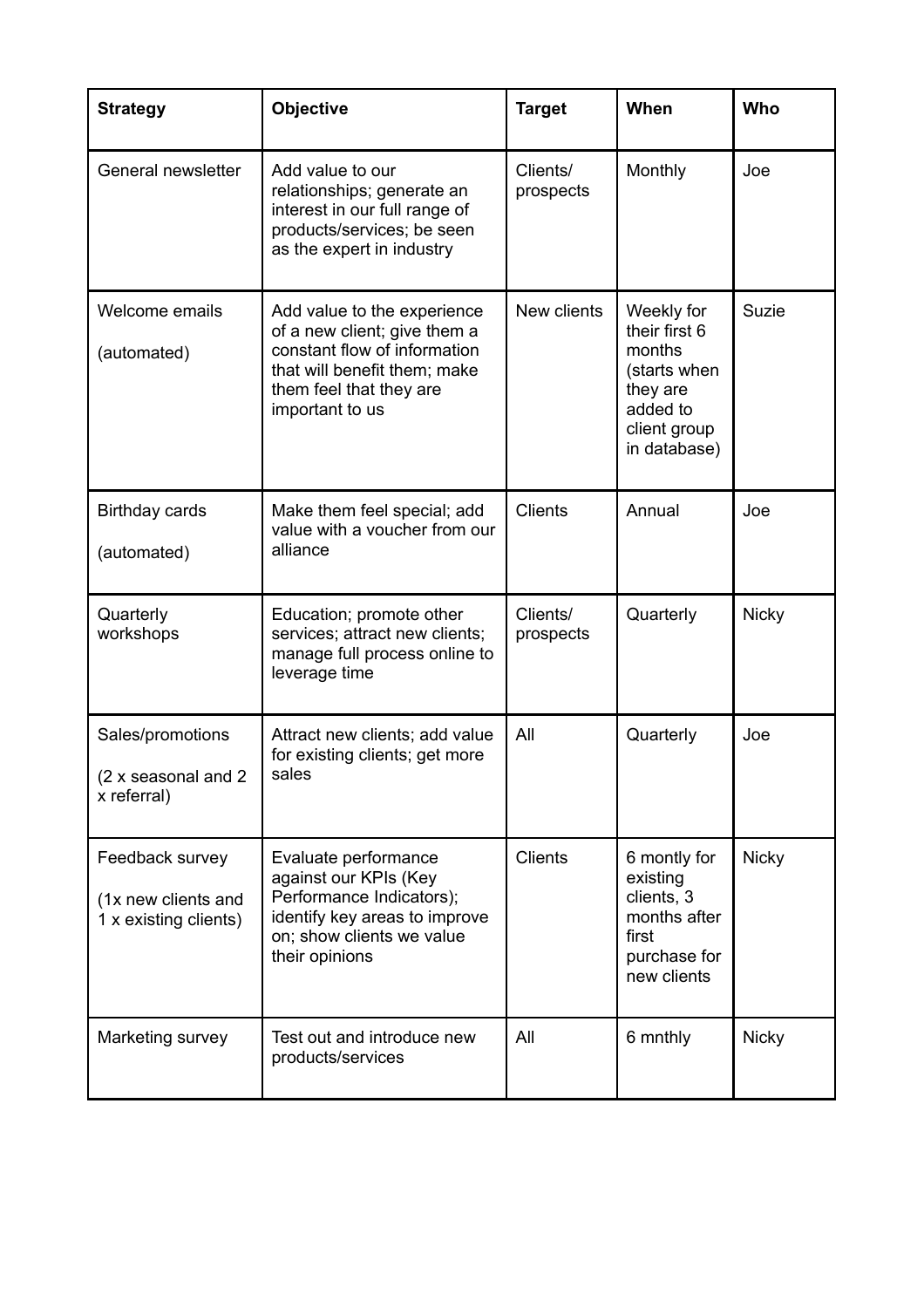| **Strategy** | **Objective** | **Target** | **When** | **Who** |
|---|---|---|---|---|
| General newsletter | Add value to our relationships; generate an interest in our full range of products/services; be seen as the expert in industry | Clients/ prospects | Monthly | Joe |
| Welcome emails (automated) | Add value to the experience of a new client; give them a constant flow of information that will benefit them; make them feel that they are important to us | New clients | Weekly for their first 6 months (starts when they are added to client group in database) | Suzie |
| Birthday cards (automated) | Make them feel special; add value with a voucher from our alliance | Clients | Annual | Joe |
| Quarterly workshops | Education; promote other services; attract new clients; manage full process online to leverage time | Clients/ prospects | Quarterly | Nicky |
| Sales/promotions (2 x seasonal and 2 x referral) | Attract new clients; add value for existing clients; get more sales | All | Quarterly | Joe |
| Feedback survey (1x new clients and 1 x existing clients) | Evaluate performance against our KPIs (Key Performance Indicators); identify key areas to improve on; show clients we value their opinions | Clients | 6 montly for existing clients, 3 months after first purchase for new clients | Nicky |
| Marketing survey | Test out and introduce new products/services | All | 6 mnthly | Nicky |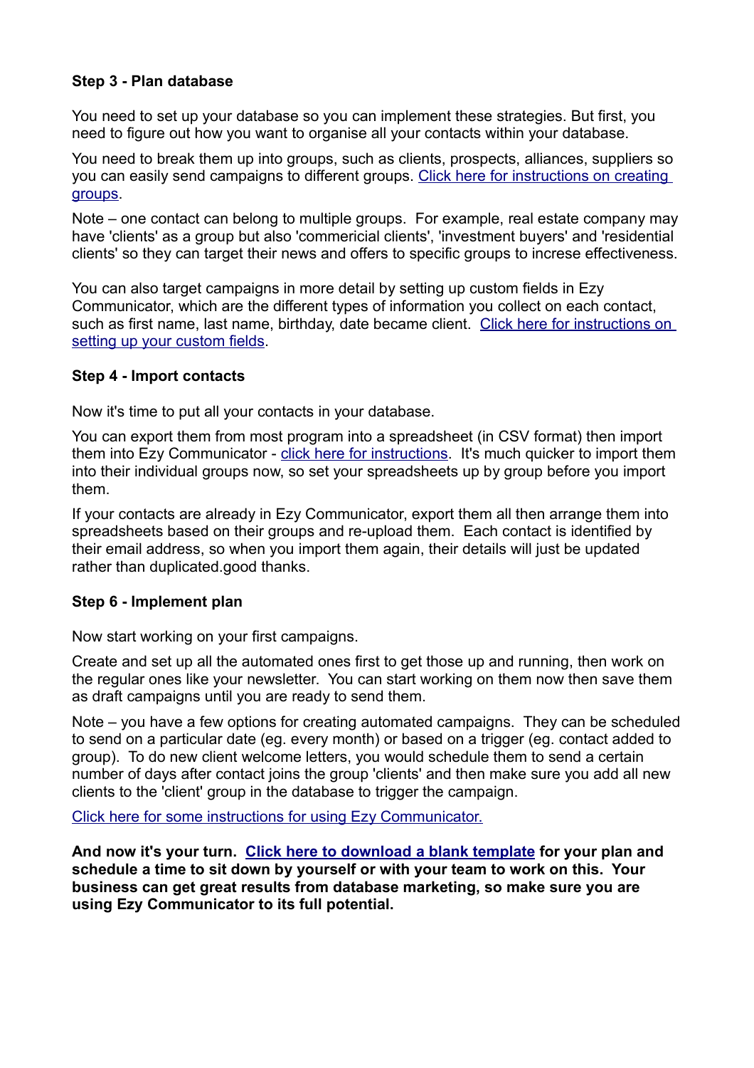**Step 3 - Plan database**

You need to set up your database so you can implement these strategies. But first, you need to figure out how you want to organise all your contacts within your database.

You need to break them up into groups, such as clients, prospects, alliances, suppliers so you can easily send campaigns to different groups. Click here for instructions on creating groups.

Note – one contact can belong to multiple groups. For example, real estate company may have 'clients' as a group but also 'commericial clients', 'investment buyers' and 'residential clients' so they can target their news and offers to specific groups to increse effectiveness.

You can also target campaigns in more detail by setting up custom fields in Ezy Communicator, which are the different types of information you collect on each contact, such as first name, last name, birthday, date became client. Click here for instructions on setting up your custom fields.

**Step 4 - Import contacts**

Now it's time to put all your contacts in your database.

You can export them from most program into a spreadsheet (in CSV format) then import them into Ezy Communicator - click here for instructions. It's much quicker to import them into their individual groups now, so set your spreadsheets up by group before you import them.

If your contacts are already in Ezy Communicator, export them all then arrange them into spreadsheets based on their groups and re-upload them. Each contact is identified by their email address, so when you import them again, their details will just be updated rather than duplicated.good thanks.

**Step 6 - Implement plan**

Now start working on your first campaigns.

Create and set up all the automated ones first to get those up and running, then work on the regular ones like your newsletter. You can start working on them now then save them as draft campaigns until you are ready to send them.

Note – you have a few options for creating automated campaigns. They can be scheduled to send on a particular date (eg. every month) or based on a trigger (eg. contact added to group). To do new client welcome letters, you would schedule them to send a certain number of days after contact joins the group 'clients' and then make sure you add all new clients to the 'client' group in the database to trigger the campaign.

Click here for some instructions for using Ezy Communicator.

**And now it's your turn. Click here to download a blank template for your plan and schedule a time to sit down by yourself or with your team to work on this. Your business can get great results from database marketing, so make sure you are using Ezy Communicator to its full potential.**